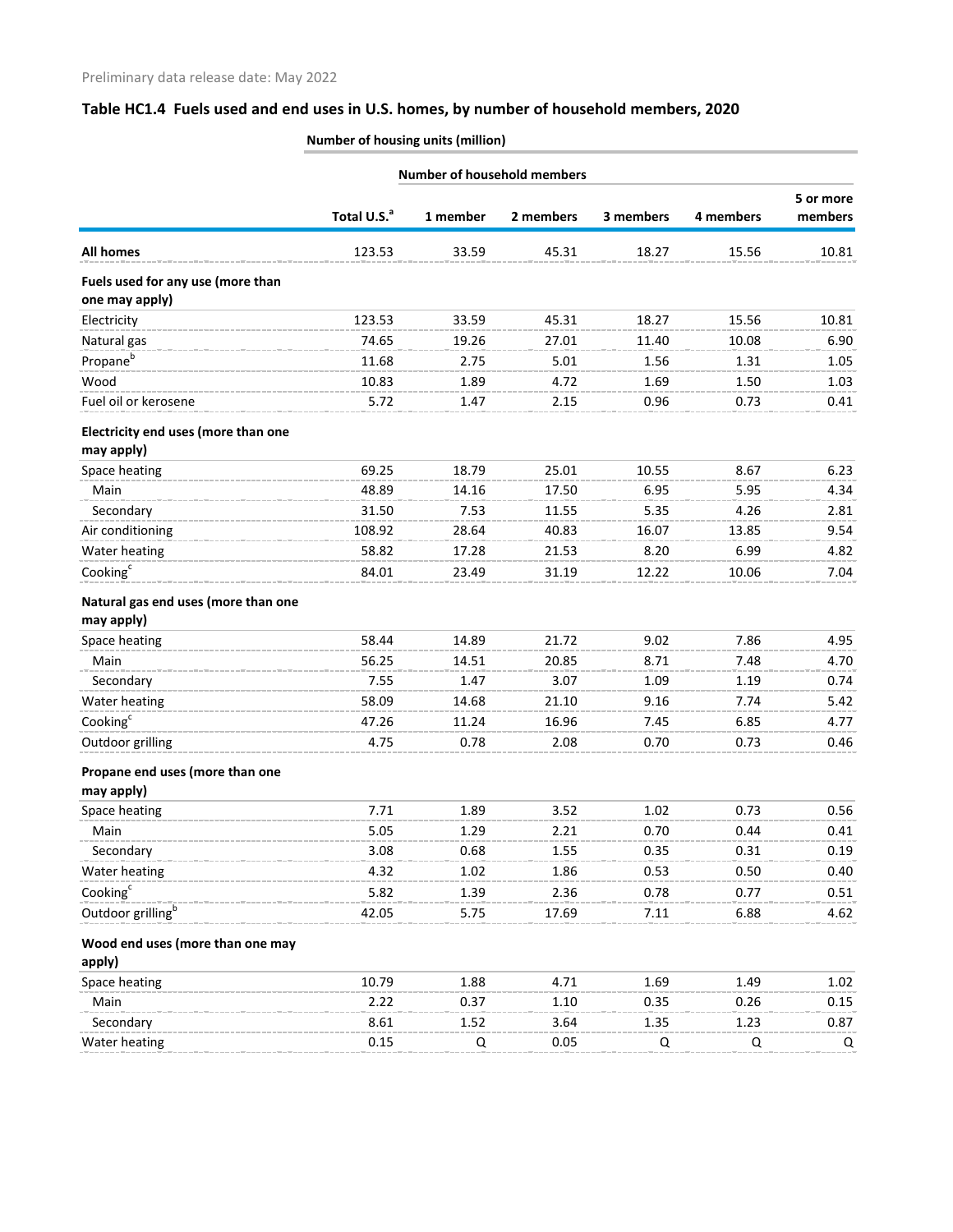Preliminary data release date: May 2022

## Table HC1.4 Fuels used and end uses in U.S. homes, by number of household members, 2020

| | Number of housing units (million) | | | | | |
|---|---|---|---|---|---|---|
| | | Number of household members | | | | |
| | Total U.S.[a] | 1 member | 2 members | 3 members | 4 members | 5 or more members |
| **All homes** | 123.53 | 33.59 | 45.31 | 18.27 | 15.56 | 10.81 |
| **Fuels used for any use (more than one may apply)** | | | | | | |
| Electricity | 123.53 | 33.59 | 45.31 | 18.27 | 15.56 | 10.81 |
| Natural gas | 74.65 | 19.26 | 27.01 | 11.40 | 10.08 | 6.90 |
| Propane[b] | 11.68 | 2.75 | 5.01 | 1.56 | 1.31 | 1.05 |
| Wood | 10.83 | 1.89 | 4.72 | 1.69 | 1.50 | 1.03 |
| Fuel oil or kerosene | 5.72 | 1.47 | 2.15 | 0.96 | 0.73 | 0.41 |
| **Electricity end uses (more than one may apply)** | | | | | | |
| Space heating | 69.25 | 18.79 | 25.01 | 10.55 | 8.67 | 6.23 |
| Main | 48.89 | 14.16 | 17.50 | 6.95 | 5.95 | 4.34 |
| Secondary | 31.50 | 7.53 | 11.55 | 5.35 | 4.26 | 2.81 |
| Air conditioning | 108.92 | 28.64 | 40.83 | 16.07 | 13.85 | 9.54 |
| Water heating | 58.82 | 17.28 | 21.53 | 8.20 | 6.99 | 4.82 |
| Cooking[c] | 84.01 | 23.49 | 31.19 | 12.22 | 10.06 | 7.04 |
| **Natural gas end uses (more than one may apply)** | | | | | | |
| Space heating | 58.44 | 14.89 | 21.72 | 9.02 | 7.86 | 4.95 |
| Main | 56.25 | 14.51 | 20.85 | 8.71 | 7.48 | 4.70 |
| Secondary | 7.55 | 1.47 | 3.07 | 1.09 | 1.19 | 0.74 |
| Water heating | 58.09 | 14.68 | 21.10 | 9.16 | 7.74 | 5.42 |
| Cooking[c] | 47.26 | 11.24 | 16.96 | 7.45 | 6.85 | 4.77 |
| Outdoor grilling | 4.75 | 0.78 | 2.08 | 0.70 | 0.73 | 0.46 |
| **Propane end uses (more than one may apply)** | | | | | | |
| Space heating | 7.71 | 1.89 | 3.52 | 1.02 | 0.73 | 0.56 |
| Main | 5.05 | 1.29 | 2.21 | 0.70 | 0.44 | 0.41 |
| Secondary | 3.08 | 0.68 | 1.55 | 0.35 | 0.31 | 0.19 |
| Water heating | 4.32 | 1.02 | 1.86 | 0.53 | 0.50 | 0.40 |
| Cooking[c] | 5.82 | 1.39 | 2.36 | 0.78 | 0.77 | 0.51 |
| Outdoor grilling[b] | 42.05 | 5.75 | 17.69 | 7.11 | 6.88 | 4.62 |
| **Wood end uses (more than one may apply)** | | | | | | |
| Space heating | 10.79 | 1.88 | 4.71 | 1.69 | 1.49 | 1.02 |
| Main | 2.22 | 0.37 | 1.10 | 0.35 | 0.26 | 0.15 |
| Secondary | 8.61 | 1.52 | 3.64 | 1.35 | 1.23 | 0.87 |
| Water heating | 0.15 | Q | 0.05 | Q | Q | Q |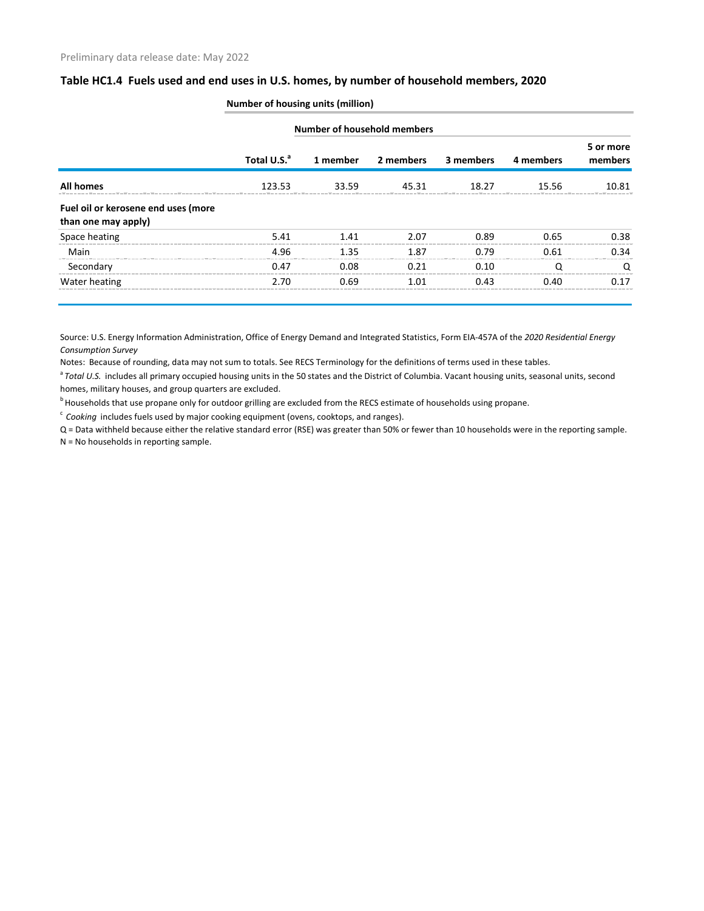Preliminary data release date: May 2022

## Table HC1.4 Fuels used and end uses in U.S. homes, by number of household members, 2020

| | Number of housing units (million) | | | | | |
|---|---|---|---|---|---|---|
| | | Number of household members | | | | |
| | Total U.S.[a] | 1 member | 2 members | 3 members | 4 members | 5 or more members |
| **All homes** | 123.53 | 33.59 | 45.31 | 18.27 | 15.56 | 10.81 |
| **Fuel oil or kerosene end uses (more than one may apply)** | | | | | | |
| Space heating | 5.41 | 1.41 | 2.07 | 0.89 | 0.65 | 0.38 |
| Main | 4.96 | 1.35 | 1.87 | 0.79 | 0.61 | 0.34 |
| Secondary | 0.47 | 0.08 | 0.21 | 0.10 | Q | Q |
| Water heating | 2.70 | 0.69 | 1.01 | 0.43 | 0.40 | 0.17 |

Source: U.S. Energy Information Administration, Office of Energy Demand and Integrated Statistics, Form EIA-457A of the *2020 Residential Energy Consumption Survey*

Notes: Because of rounding, data may not sum to totals. See RECS Terminology for the definitions of terms used in these tables.

[a] *Total U.S.* includes all primary occupied housing units in the 50 states and the District of Columbia. Vacant housing units, seasonal units, second homes, military houses, and group quarters are excluded.

[b] Households that use propane only for outdoor grilling are excluded from the RECS estimate of households using propane.

[c] *Cooking* includes fuels used by major cooking equipment (ovens, cooktops, and ranges).

Q = Data withheld because either the relative standard error (RSE) was greater than 50% or fewer than 10 households were in the reporting sample.

N = No households in reporting sample.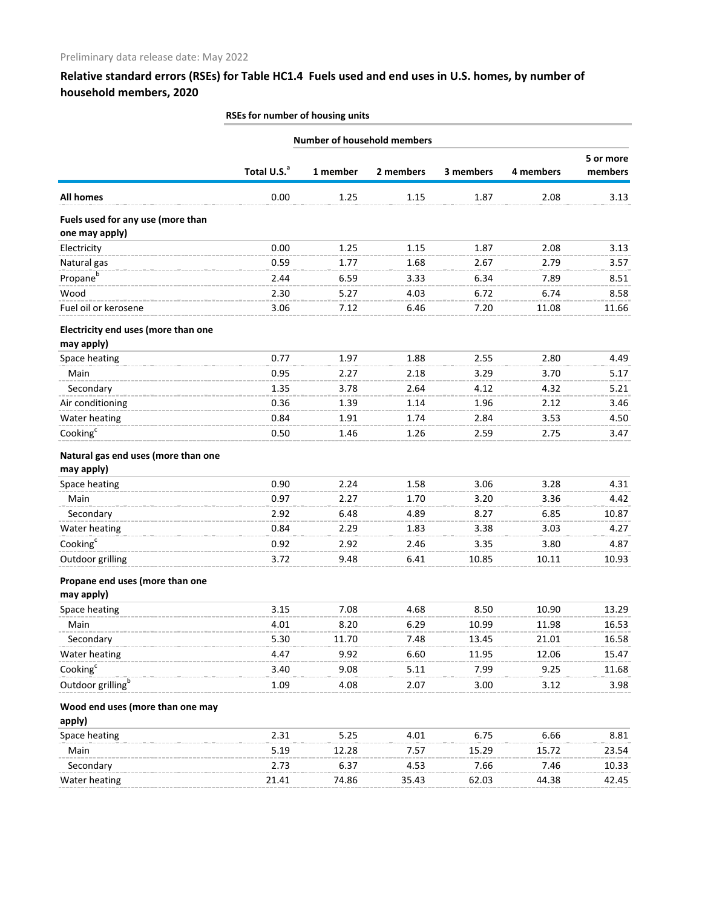Preliminary data release date: May 2022

## Relative standard errors (RSEs) for Table HC1.4 Fuels used and end uses in U.S. homes, by number of household members, 2020

| | RSEs for number of housing units | | | | | |
|---|---|---|---|---|---|---|
| | | Number of household members | | | | |
| | Total U.S.[a] | 1 member | 2 members | 3 members | 4 members | 5 or more members |
| **All homes** | 0.00 | 1.25 | 1.15 | 1.87 | 2.08 | 3.13 |
| **Fuels used for any use (more than one may apply)** | | | | | | |
| Electricity | 0.00 | 1.25 | 1.15 | 1.87 | 2.08 | 3.13 |
| Natural gas | 0.59 | 1.77 | 1.68 | 2.67 | 2.79 | 3.57 |
| Propane[b] | 2.44 | 6.59 | 3.33 | 6.34 | 7.89 | 8.51 |
| Wood | 2.30 | 5.27 | 4.03 | 6.72 | 6.74 | 8.58 |
| Fuel oil or kerosene | 3.06 | 7.12 | 6.46 | 7.20 | 11.08 | 11.66 |
| **Electricity end uses (more than one may apply)** | | | | | | |
| Space heating | 0.77 | 1.97 | 1.88 | 2.55 | 2.80 | 4.49 |
| Main | 0.95 | 2.27 | 2.18 | 3.29 | 3.70 | 5.17 |
| Secondary | 1.35 | 3.78 | 2.64 | 4.12 | 4.32 | 5.21 |
| Air conditioning | 0.36 | 1.39 | 1.14 | 1.96 | 2.12 | 3.46 |
| Water heating | 0.84 | 1.91 | 1.74 | 2.84 | 3.53 | 4.50 |
| Cooking[c] | 0.50 | 1.46 | 1.26 | 2.59 | 2.75 | 3.47 |
| **Natural gas end uses (more than one may apply)** | | | | | | |
| Space heating | 0.90 | 2.24 | 1.58 | 3.06 | 3.28 | 4.31 |
| Main | 0.97 | 2.27 | 1.70 | 3.20 | 3.36 | 4.42 |
| Secondary | 2.92 | 6.48 | 4.89 | 8.27 | 6.85 | 10.87 |
| Water heating | 0.84 | 2.29 | 1.83 | 3.38 | 3.03 | 4.27 |
| Cooking[c] | 0.92 | 2.92 | 2.46 | 3.35 | 3.80 | 4.87 |
| Outdoor grilling | 3.72 | 9.48 | 6.41 | 10.85 | 10.11 | 10.93 |
| **Propane end uses (more than one may apply)** | | | | | | |
| Space heating | 3.15 | 7.08 | 4.68 | 8.50 | 10.90 | 13.29 |
| Main | 4.01 | 8.20 | 6.29 | 10.99 | 11.98 | 16.53 |
| Secondary | 5.30 | 11.70 | 7.48 | 13.45 | 21.01 | 16.58 |
| Water heating | 4.47 | 9.92 | 6.60 | 11.95 | 12.06 | 15.47 |
| Cooking[c] | 3.40 | 9.08 | 5.11 | 7.99 | 9.25 | 11.68 |
| Outdoor grilling[b] | 1.09 | 4.08 | 2.07 | 3.00 | 3.12 | 3.98 |
| **Wood end uses (more than one may apply)** | | | | | | |
| Space heating | 2.31 | 5.25 | 4.01 | 6.75 | 6.66 | 8.81 |
| Main | 5.19 | 12.28 | 7.57 | 15.29 | 15.72 | 23.54 |
| Secondary | 2.73 | 6.37 | 4.53 | 7.66 | 7.46 | 10.33 |
| Water heating | 21.41 | 74.86 | 35.43 | 62.03 | 44.38 | 42.45 |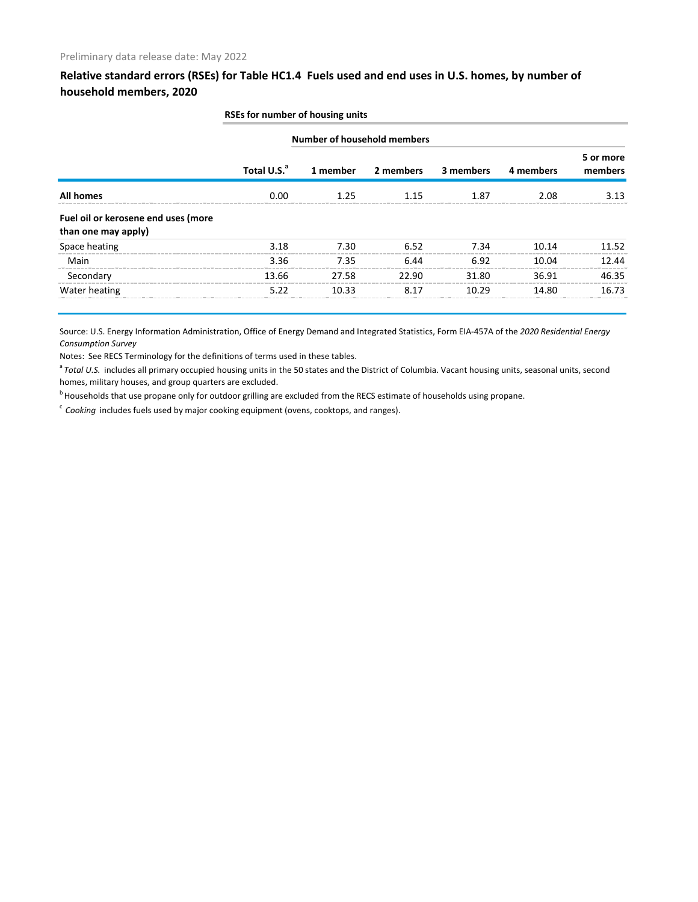Preliminary data release date: May 2022

## Relative standard errors (RSEs) for Table HC1.4 Fuels used and end uses in U.S. homes, by number of household members, 2020

| | RSEs for number of housing units | | | | | |
|---|---|---|---|---|---|---|
| | | Number of household members | | | | |
| | Total U.S.[a] | 1 member | 2 members | 3 members | 4 members | 5 or more members |
| **All homes** | 0.00 | 1.25 | 1.15 | 1.87 | 2.08 | 3.13 |
| **Fuel oil or kerosene end uses (more than one may apply)** | | | | | | |
| Space heating | 3.18 | 7.30 | 6.52 | 7.34 | 10.14 | 11.52 |
| Main | 3.36 | 7.35 | 6.44 | 6.92 | 10.04 | 12.44 |
| Secondary | 13.66 | 27.58 | 22.90 | 31.80 | 36.91 | 46.35 |
| Water heating | 5.22 | 10.33 | 8.17 | 10.29 | 14.80 | 16.73 |

Source: U.S. Energy Information Administration, Office of Energy Demand and Integrated Statistics, Form EIA-457A of the *2020 Residential Energy Consumption Survey*

Notes: See RECS Terminology for the definitions of terms used in these tables.

[a] *Total U.S.* includes all primary occupied housing units in the 50 states and the District of Columbia. Vacant housing units, seasonal units, second homes, military houses, and group quarters are excluded.

[b] Households that use propane only for outdoor grilling are excluded from the RECS estimate of households using propane.

[c] *Cooking* includes fuels used by major cooking equipment (ovens, cooktops, and ranges).